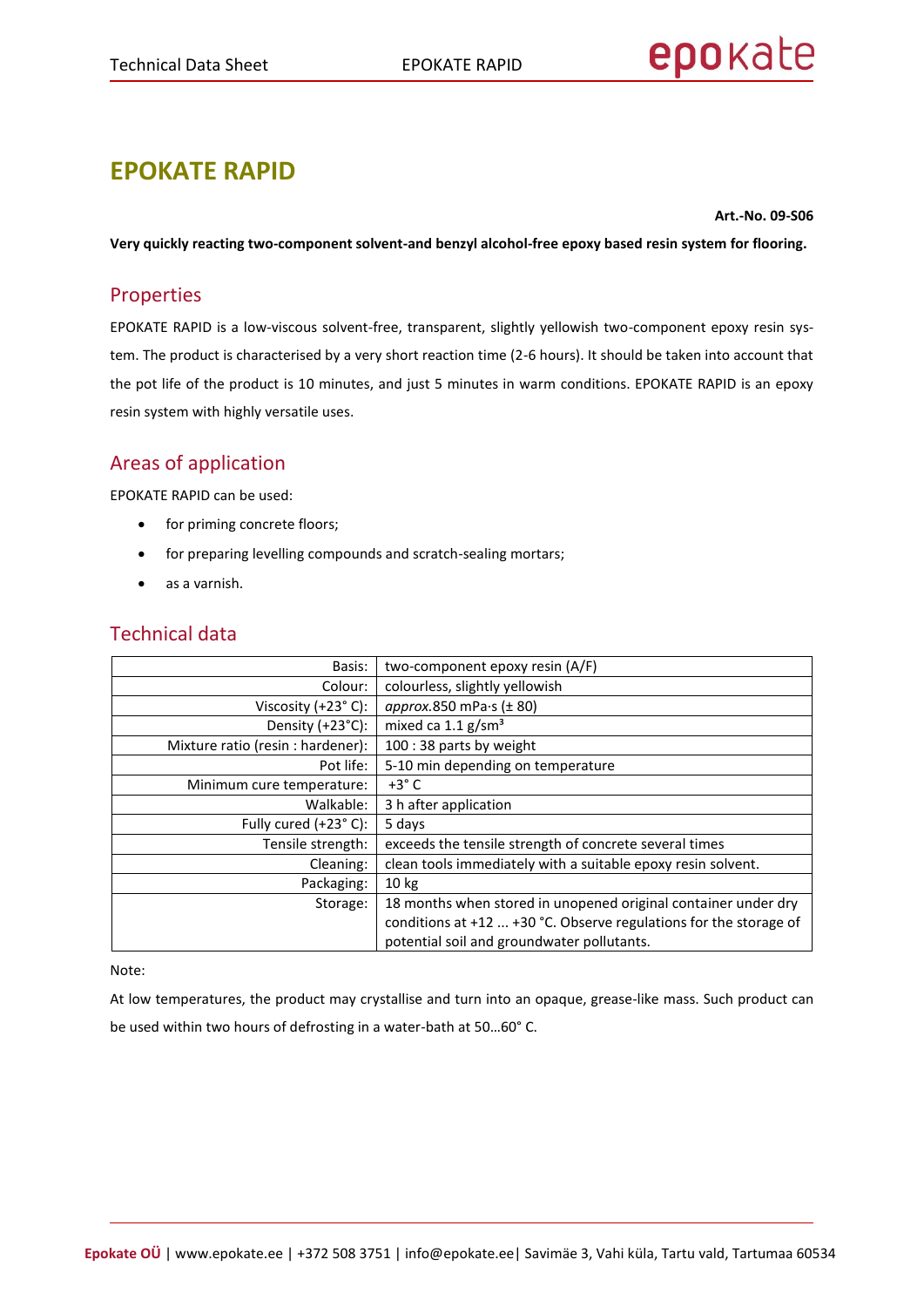# EPOKATE RAPID

**Art.-No. 09-S06**

**Very quickly reacting two-component solvent-and benzyl alcohol-free epoxy based resin system for flooring.**

## Properties

EPOKATE RAPID is a low-viscous solvent-free, transparent, slightly yellowish two-component epoxy resin system. The product is characterised by a very short reaction time (2-6 hours). It should be taken into account that the pot life of the product is 10 minutes, and just 5 minutes in warm conditions. EPOKATE RAPID is an epoxy resin system with highly versatile uses.

## Areas of application

EPOKATE RAPID can be used:

- for priming concrete floors;
- for preparing levelling compounds and scratch-sealing mortars;
- as a varnish.

## Technical data

| | |
|---:|---|
| Basis: | two-component epoxy resin (A/F) |
| Colour: | colourless, slightly yellowish |
| Viscosity (+23° C): | *approx.*850 mPa·s (± 80) |
| Density (+23°C): | mixed ca 1.1 g/sm³ |
| Mixture ratio (resin : hardener): | 100 : 38 parts by weight |
| Pot life: | 5-10 min depending on temperature |
| Minimum cure temperature: | +3° C |
| Walkable: | 3 h after application |
| Fully cured (+23° C): | 5 days |
| Tensile strength: | exceeds the tensile strength of concrete several times |
| Cleaning: | clean tools immediately with a suitable epoxy resin solvent. |
| Packaging: | 10 kg |
| Storage: | 18 months when stored in unopened original container under dry conditions at +12 ... +30 °C. Observe regulations for the storage of potential soil and groundwater pollutants. |

Note:

At low temperatures, the product may crystallise and turn into an opaque, grease-like mass. Such product can be used within two hours of defrosting in a water-bath at 50…60° C.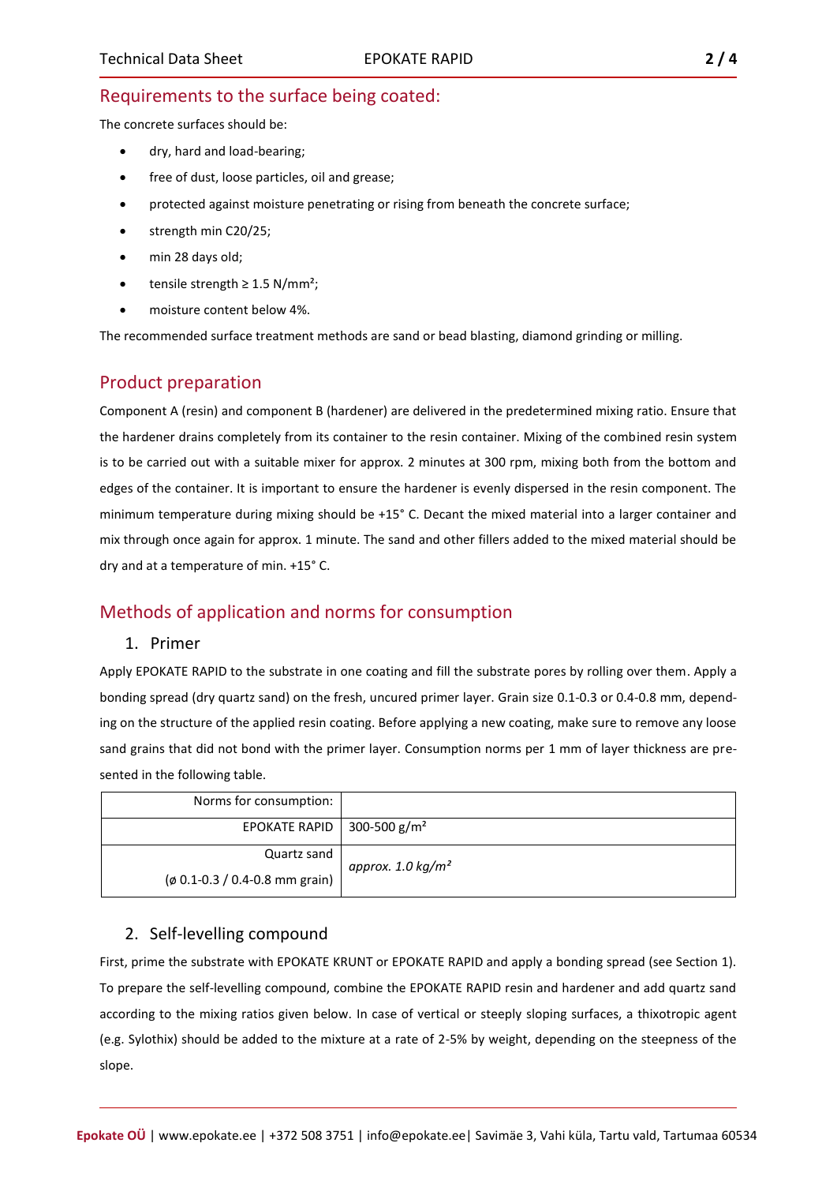## Requirements to the surface being coated:

The concrete surfaces should be:

- dry, hard and load-bearing;
- free of dust, loose particles, oil and grease;
- protected against moisture penetrating or rising from beneath the concrete surface;
- strength min C20/25;
- min 28 days old;
- tensile strength ≥ 1.5 N/mm²;
- moisture content below 4%.

The recommended surface treatment methods are sand or bead blasting, diamond grinding or milling.

## Product preparation

Component A (resin) and component B (hardener) are delivered in the predetermined mixing ratio. Ensure that the hardener drains completely from its container to the resin container. Mixing of the combined resin system is to be carried out with a suitable mixer for approx. 2 minutes at 300 rpm, mixing both from the bottom and edges of the container. It is important to ensure the hardener is evenly dispersed in the resin component. The minimum temperature during mixing should be +15° C. Decant the mixed material into a larger container and mix through once again for approx. 1 minute. The sand and other fillers added to the mixed material should be dry and at a temperature of min. +15° C.

## Methods of application and norms for consumption

### 1. Primer

Apply EPOKATE RAPID to the substrate in one coating and fill the substrate pores by rolling over them. Apply a bonding spread (dry quartz sand) on the fresh, uncured primer layer. Grain size 0.1-0.3 or 0.4-0.8 mm, depending on the structure of the applied resin coating. Before applying a new coating, make sure to remove any loose sand grains that did not bond with the primer layer. Consumption norms per 1 mm of layer thickness are presented in the following table.

| Norms for consumption: | |
|---|---|
| EPOKATE RAPID | 300-500 g/m² |
| Quartz sand (ø 0.1-0.3 / 0.4-0.8 mm grain) | *approx. 1.0 kg/m²* |

### 2. Self-levelling compound

First, prime the substrate with EPOKATE KRUNT or EPOKATE RAPID and apply a bonding spread (see Section 1). To prepare the self-levelling compound, combine the EPOKATE RAPID resin and hardener and add quartz sand according to the mixing ratios given below. In case of vertical or steeply sloping surfaces, a thixotropic agent (e.g. Sylothix) should be added to the mixture at a rate of 2-5% by weight, depending on the steepness of the slope.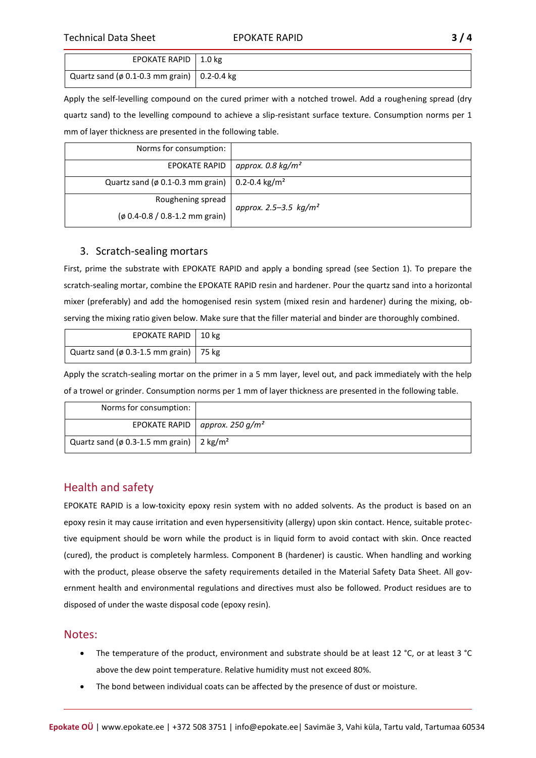| EPOKATE RAPID | 1.0 kg |
|---|---|
| Quartz sand (ø 0.1-0.3 mm grain) | 0.2-0.4 kg |

Apply the self-levelling compound on the cured primer with a notched trowel. Add a roughening spread (dry quartz sand) to the levelling compound to achieve a slip-resistant surface texture. Consumption norms per 1 mm of layer thickness are presented in the following table.

| Norms for consumption: | |
|---|---|
| EPOKATE RAPID | *approx. 0.8 kg/m²* |
| Quartz sand (ø 0.1-0.3 mm grain) | 0.2-0.4 kg/m² |
| Roughening spread (ø 0.4-0.8 / 0.8-1.2 mm grain) | *approx. 2.5–3.5 kg/m²* |

### 3. Scratch-sealing mortars

First, prime the substrate with EPOKATE RAPID and apply a bonding spread (see Section 1). To prepare the scratch-sealing mortar, combine the EPOKATE RAPID resin and hardener. Pour the quartz sand into a horizontal mixer (preferably) and add the homogenised resin system (mixed resin and hardener) during the mixing, observing the mixing ratio given below. Make sure that the filler material and binder are thoroughly combined.

| EPOKATE RAPID | 10 kg |
|---|---|
| Quartz sand (ø 0.3-1.5 mm grain) | 75 kg |

Apply the scratch-sealing mortar on the primer in a 5 mm layer, level out, and pack immediately with the help of a trowel or grinder. Consumption norms per 1 mm of layer thickness are presented in the following table.

| Norms for consumption: | |
|---|---|
| EPOKATE RAPID | *approx. 250 g/m²* |
| Quartz sand (ø 0.3-1.5 mm grain) | 2 kg/m² |

## Health and safety

EPOKATE RAPID is a low-toxicity epoxy resin system with no added solvents. As the product is based on an epoxy resin it may cause irritation and even hypersensitivity (allergy) upon skin contact. Hence, suitable protective equipment should be worn while the product is in liquid form to avoid contact with skin. Once reacted (cured), the product is completely harmless. Component B (hardener) is caustic. When handling and working with the product, please observe the safety requirements detailed in the Material Safety Data Sheet. All government health and environmental regulations and directives must also be followed. Product residues are to disposed of under the waste disposal code (epoxy resin).

## Notes:

- The temperature of the product, environment and substrate should be at least 12 °C, or at least 3 °C above the dew point temperature. Relative humidity must not exceed 80%.
- The bond between individual coats can be affected by the presence of dust or moisture.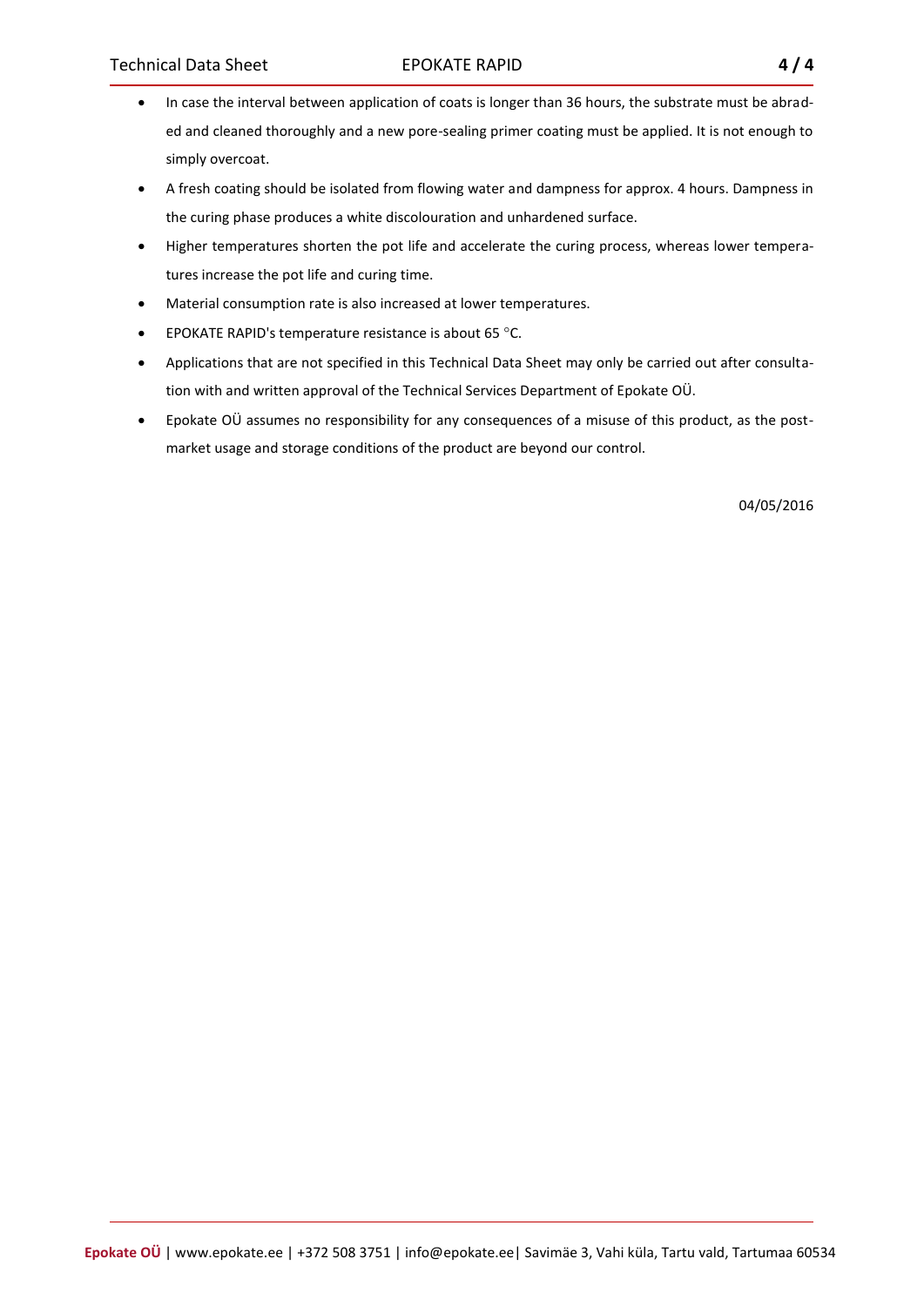- In case the interval between application of coats is longer than 36 hours, the substrate must be abraded and cleaned thoroughly and a new pore-sealing primer coating must be applied. It is not enough to simply overcoat.
- A fresh coating should be isolated from flowing water and dampness for approx. 4 hours. Dampness in the curing phase produces a white discolouration and unhardened surface.
- Higher temperatures shorten the pot life and accelerate the curing process, whereas lower temperatures increase the pot life and curing time.
- Material consumption rate is also increased at lower temperatures.
- EPOKATE RAPID's temperature resistance is about 65 °C.
- Applications that are not specified in this Technical Data Sheet may only be carried out after consultation with and written approval of the Technical Services Department of Epokate OÜ.
- Epokate OÜ assumes no responsibility for any consequences of a misuse of this product, as the post-market usage and storage conditions of the product are beyond our control.

04/05/2016